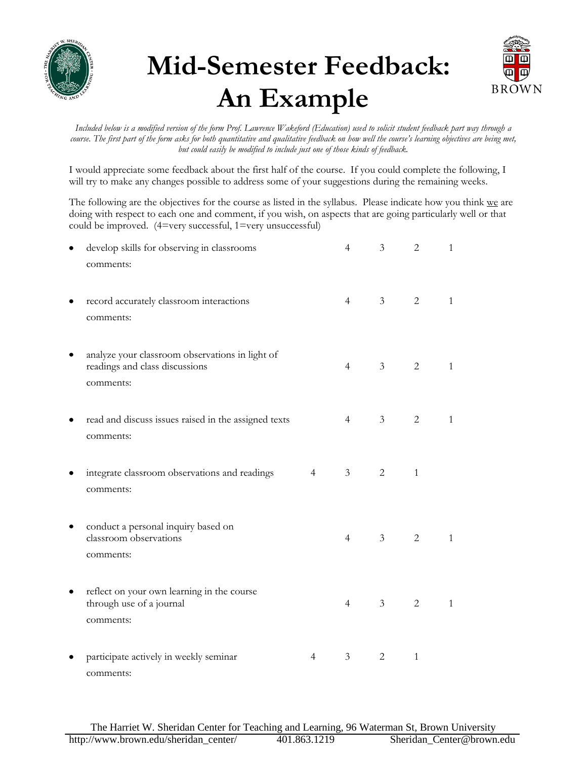# Mid-Semester Feedback: An Example

*Included below is a modified version of the form Prof. Lawrence Wakeford (Education) used to solicit student feedback part way through a course. The first part of the form asks for both quantitative and qualitative feedback on how well the course's learning objectives are being met, but could easily be modified to include just one of those kinds of feedback.*

I would appreciate some feedback about the first half of the course. If you could complete the following, I will try to make any changes possible to address some of your suggestions during the remaining weeks.

The following are the objectives for the course as listed in the syllabus. Please indicate how you think <u>we</u> are doing with respect to each one and comment, if you wish, on aspects that are going particularly well or that could be improved. (4=very successful, 1=very unsuccessful)

- develop skills for observing in classrooms — 4 3 2 1
  comments:

- record accurately classroom interactions — 4 3 2 1
  comments:

- analyze your classroom observations in light of readings and class discussions — 4 3 2 1
  comments:

- read and discuss issues raised in the assigned texts — 4 3 2 1
  comments:

- integrate classroom observations and readings — 4 3 2 1
  comments:

- conduct a personal inquiry based on classroom observations — 4 3 2 1
  comments:

- reflect on your own learning in the course through use of a journal — 4 3 2 1
  comments:

- participate actively in weekly seminar — 4 3 2 1
  comments:

The Harriet W. Sheridan Center for Teaching and Learning, 96 Waterman St, Brown University
http://www.brown.edu/sheridan_center/ 401.863.1219 Sheridan_Center@brown.edu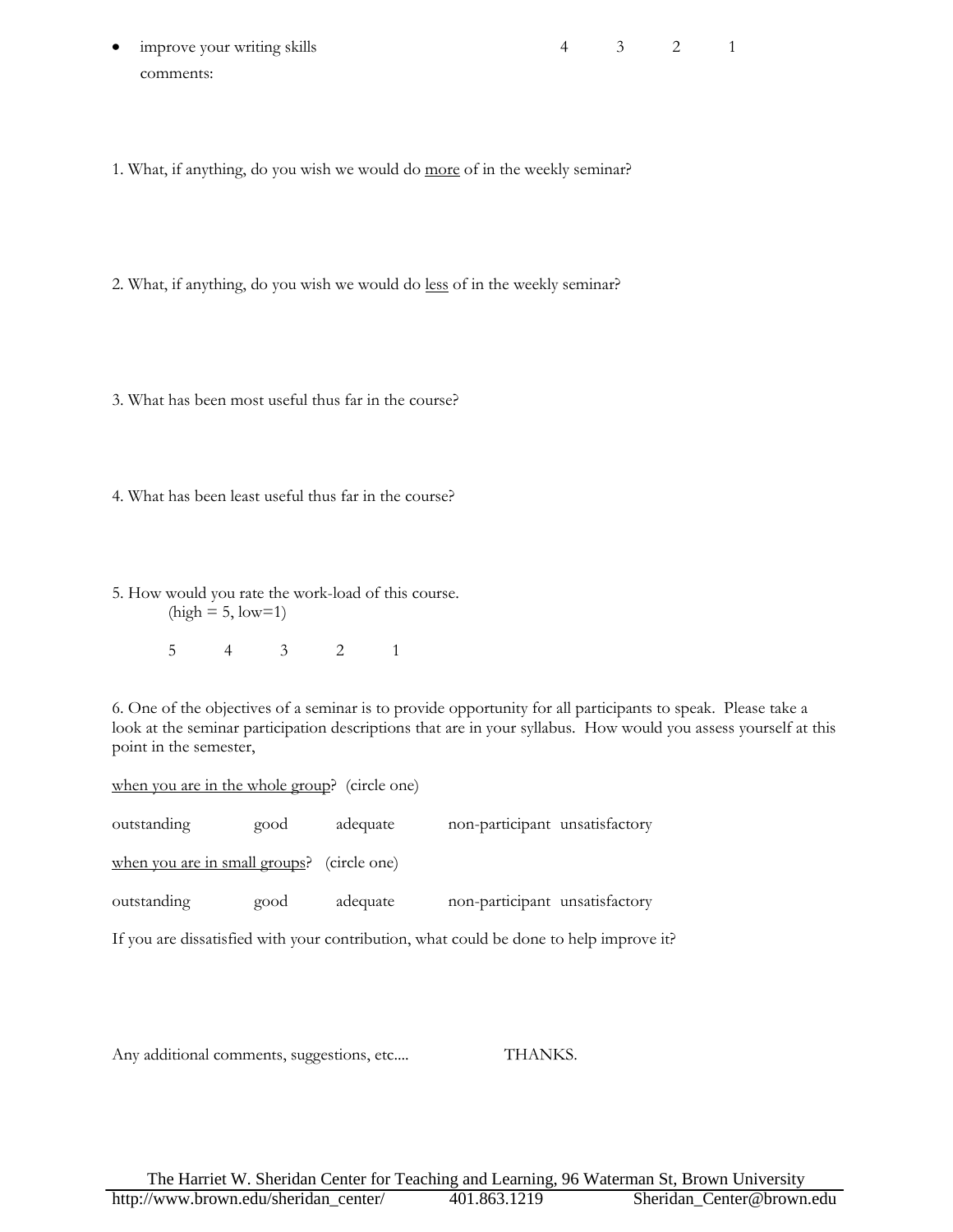- improve your writing skills 4 3 2 1

  comments:

1. What, if anything, do you wish we would do <u>more</u> of in the weekly seminar?

2. What, if anything, do you wish we would do <u>less</u> of in the weekly seminar?

3. What has been most useful thus far in the course?

4. What has been least useful thus far in the course?

5. How would you rate the work-load of this course.
   (high = 5, low=1)

   5 4 3 2 1

6. One of the objectives of a seminar is to provide opportunity for all participants to speak. Please take a look at the seminar participation descriptions that are in your syllabus. How would you assess yourself at this point in the semester,

<u>when you are in the whole group</u>? (circle one)

outstanding good adequate non-participant unsatisfactory

<u>when you are in small groups</u>? (circle one)

outstanding good adequate non-participant unsatisfactory

If you are dissatisfied with your contribution, what could be done to help improve it?

Any additional comments, suggestions, etc.... THANKS.

The Harriet W. Sheridan Center for Teaching and Learning, 96 Waterman St, Brown University
http://www.brown.edu/sheridan_center/ 401.863.1219 Sheridan_Center@brown.edu